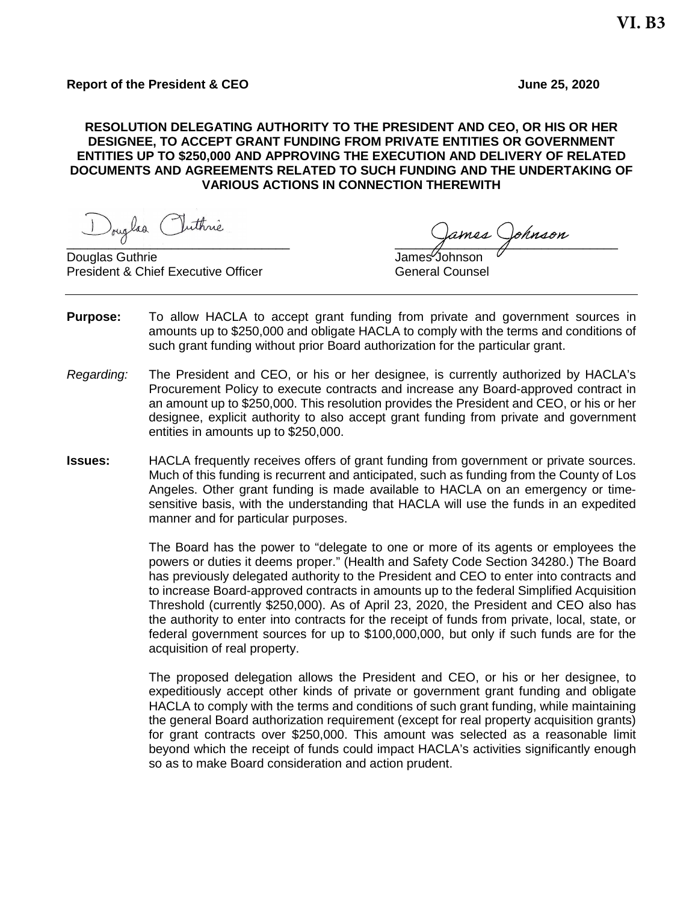VI. B3

**Report of the President & CEO** **June 25, 2020**

**RESOLUTION DELEGATING AUTHORITY TO THE PRESIDENT AND CEO, OR HIS OR HER DESIGNEE, TO ACCEPT GRANT FUNDING FROM PRIVATE ENTITIES OR GOVERNMENT ENTITIES UP TO $250,000 AND APPROVING THE EXECUTION AND DELIVERY OF RELATED DOCUMENTS AND AGREEMENTS RELATED TO SUCH FUNDING AND THE UNDERTAKING OF VARIOUS ACTIONS IN CONNECTION THEREWITH**

Douglas Guthrie
President & Chief Executive Officer

James Johnson
General Counsel

---

**Purpose:** To allow HACLA to accept grant funding from private and government sources in amounts up to $250,000 and obligate HACLA to comply with the terms and conditions of such grant funding without prior Board authorization for the particular grant.

*Regarding:* The President and CEO, or his or her designee, is currently authorized by HACLA's Procurement Policy to execute contracts and increase any Board-approved contract in an amount up to $250,000. This resolution provides the President and CEO, or his or her designee, explicit authority to also accept grant funding from private and government entities in amounts up to $250,000.

**Issues:** HACLA frequently receives offers of grant funding from government or private sources. Much of this funding is recurrent and anticipated, such as funding from the County of Los Angeles. Other grant funding is made available to HACLA on an emergency or time-sensitive basis, with the understanding that HACLA will use the funds in an expedited manner and for particular purposes.

The Board has the power to "delegate to one or more of its agents or employees the powers or duties it deems proper." (Health and Safety Code Section 34280.) The Board has previously delegated authority to the President and CEO to enter into contracts and to increase Board-approved contracts in amounts up to the federal Simplified Acquisition Threshold (currently $250,000). As of April 23, 2020, the President and CEO also has the authority to enter into contracts for the receipt of funds from private, local, state, or federal government sources for up to $100,000,000, but only if such funds are for the acquisition of real property.

The proposed delegation allows the President and CEO, or his or her designee, to expeditiously accept other kinds of private or government grant funding and obligate HACLA to comply with the terms and conditions of such grant funding, while maintaining the general Board authorization requirement (except for real property acquisition grants) for grant contracts over $250,000. This amount was selected as a reasonable limit beyond which the receipt of funds could impact HACLA's activities significantly enough so as to make Board consideration and action prudent.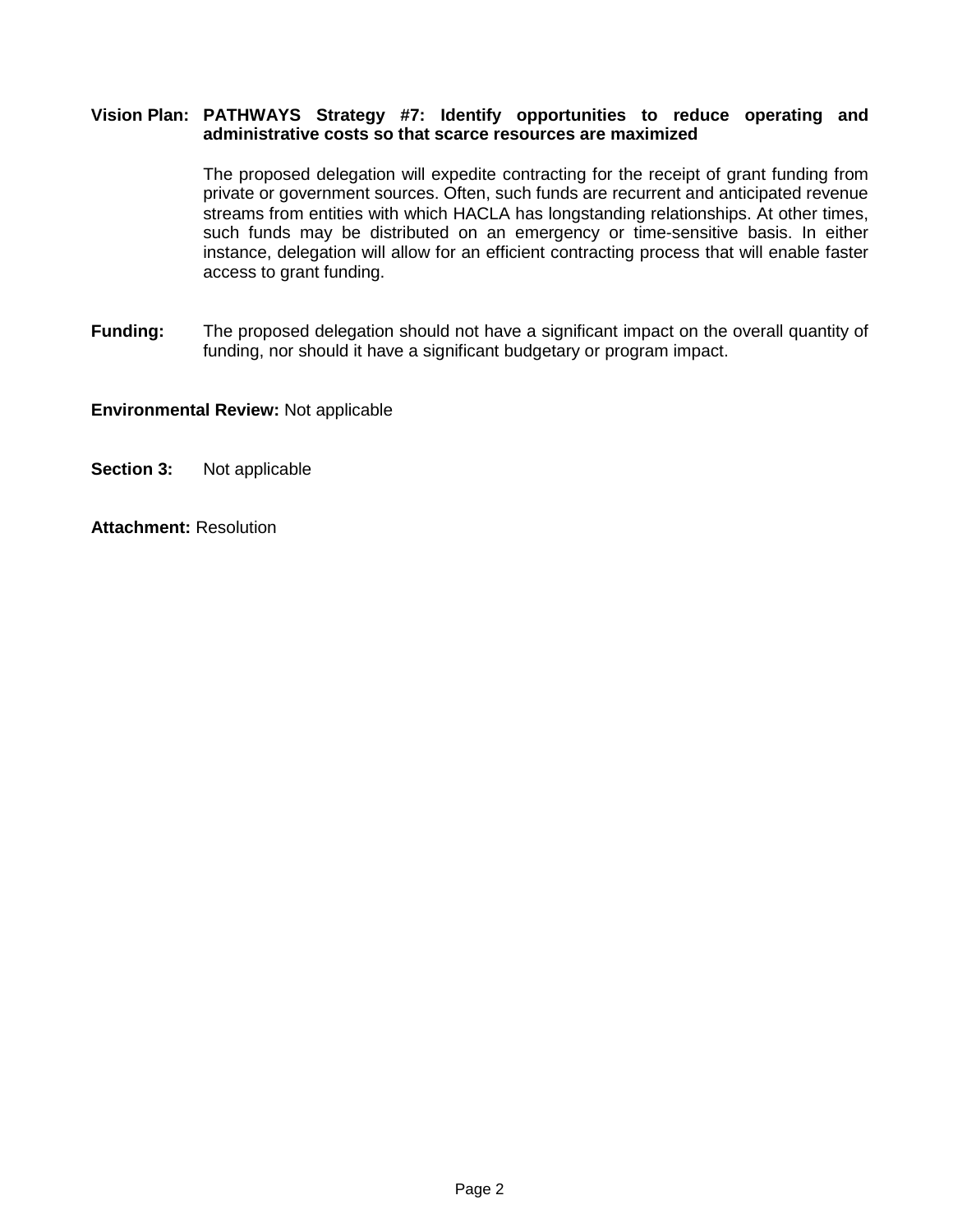**Vision Plan:** **PATHWAYS Strategy #7: Identify opportunities to reduce operating and administrative costs so that scarce resources are maximized**

The proposed delegation will expedite contracting for the receipt of grant funding from private or government sources. Often, such funds are recurrent and anticipated revenue streams from entities with which HACLA has longstanding relationships. At other times, such funds may be distributed on an emergency or time-sensitive basis. In either instance, delegation will allow for an efficient contracting process that will enable faster access to grant funding.

**Funding:** The proposed delegation should not have a significant impact on the overall quantity of funding, nor should it have a significant budgetary or program impact.

**Environmental Review:** Not applicable

**Section 3:** Not applicable

**Attachment:** Resolution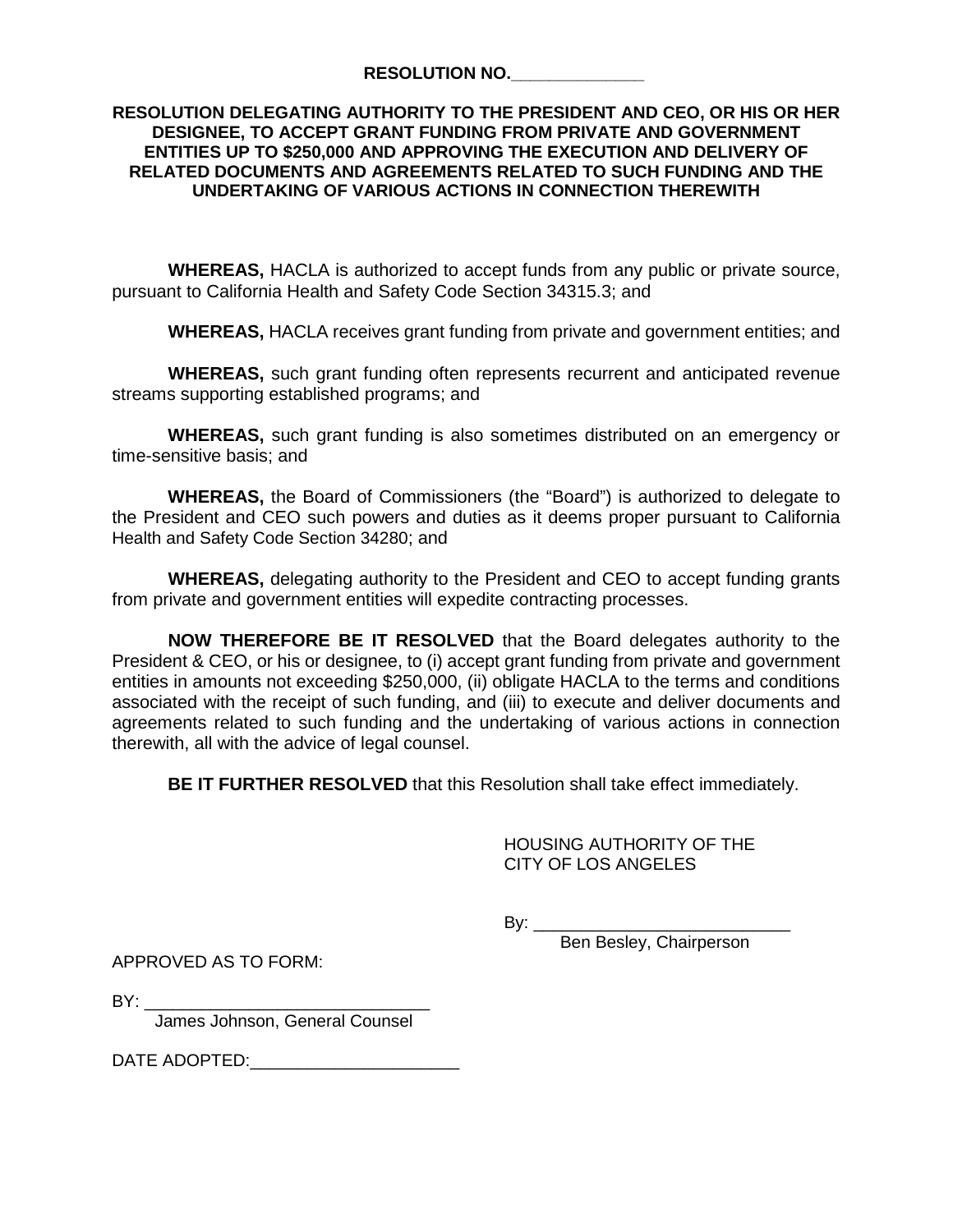**RESOLUTION NO.______________**

**RESOLUTION DELEGATING AUTHORITY TO THE PRESIDENT AND CEO, OR HIS OR HER DESIGNEE, TO ACCEPT GRANT FUNDING FROM PRIVATE AND GOVERNMENT ENTITIES UP TO $250,000 AND APPROVING THE EXECUTION AND DELIVERY OF RELATED DOCUMENTS AND AGREEMENTS RELATED TO SUCH FUNDING AND THE UNDERTAKING OF VARIOUS ACTIONS IN CONNECTION THEREWITH**

**WHEREAS,** HACLA is authorized to accept funds from any public or private source, pursuant to California Health and Safety Code Section 34315.3; and

**WHEREAS,** HACLA receives grant funding from private and government entities; and

**WHEREAS,** such grant funding often represents recurrent and anticipated revenue streams supporting established programs; and

**WHEREAS,** such grant funding is also sometimes distributed on an emergency or time-sensitive basis; and

**WHEREAS,** the Board of Commissioners (the "Board") is authorized to delegate to the President and CEO such powers and duties as it deems proper pursuant to California Health and Safety Code Section 34280; and

**WHEREAS,** delegating authority to the President and CEO to accept funding grants from private and government entities will expedite contracting processes.

**NOW THEREFORE BE IT RESOLVED** that the Board delegates authority to the President & CEO, or his or designee, to (i) accept grant funding from private and government entities in amounts not exceeding $250,000, (ii) obligate HACLA to the terms and conditions associated with the receipt of such funding, and (iii) to execute and deliver documents and agreements related to such funding and the undertaking of various actions in connection therewith, all with the advice of legal counsel.

**BE IT FURTHER RESOLVED** that this Resolution shall take effect immediately.

HOUSING AUTHORITY OF THE
CITY OF LOS ANGELES

By: ___________________________
Ben Besley, Chairperson

APPROVED AS TO FORM:

BY: _____________________________
James Johnson, General Counsel

DATE ADOPTED:______________________